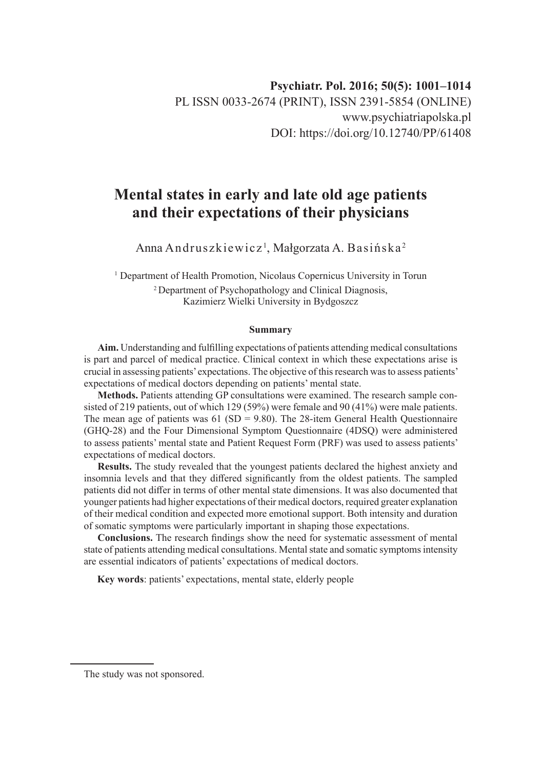Psychiatr. Pol. 2016; 50(5): 1001–1014
PL ISSN 0033-2674 (PRINT), ISSN 2391-5854 (ONLINE)
www.psychiatriapolska.pl
DOI: https://doi.org/10.12740/PP/61408

# Mental states in early and late old age patients and their expectations of their physicians

Anna Andruszkiewicz[1], Małgorzata A. Basińska[2]

[1] Department of Health Promotion, Nicolaus Copernicus University in Torun
[2] Department of Psychopathology and Clinical Diagnosis, Kazimierz Wielki University in Bydgoszcz

## Summary

**Aim.** Understanding and fulfilling expectations of patients attending medical consultations is part and parcel of medical practice. Clinical context in which these expectations arise is crucial in assessing patients' expectations. The objective of this research was to assess patients' expectations of medical doctors depending on patients' mental state.

**Methods.** Patients attending GP consultations were examined. The research sample consisted of 219 patients, out of which 129 (59%) were female and 90 (41%) were male patients. The mean age of patients was 61 (SD = 9.80). The 28-item General Health Questionnaire (GHQ-28) and the Four Dimensional Symptom Questionnaire (4DSQ) were administered to assess patients' mental state and Patient Request Form (PRF) was used to assess patients' expectations of medical doctors.

**Results.** The study revealed that the youngest patients declared the highest anxiety and insomnia levels and that they differed significantly from the oldest patients. The sampled patients did not differ in terms of other mental state dimensions. It was also documented that younger patients had higher expectations of their medical doctors, required greater explanation of their medical condition and expected more emotional support. Both intensity and duration of somatic symptoms were particularly important in shaping those expectations.

**Conclusions.** The research findings show the need for systematic assessment of mental state of patients attending medical consultations. Mental state and somatic symptoms intensity are essential indicators of patients' expectations of medical doctors.

**Key words**: patients' expectations, mental state, elderly people

---

The study was not sponsored.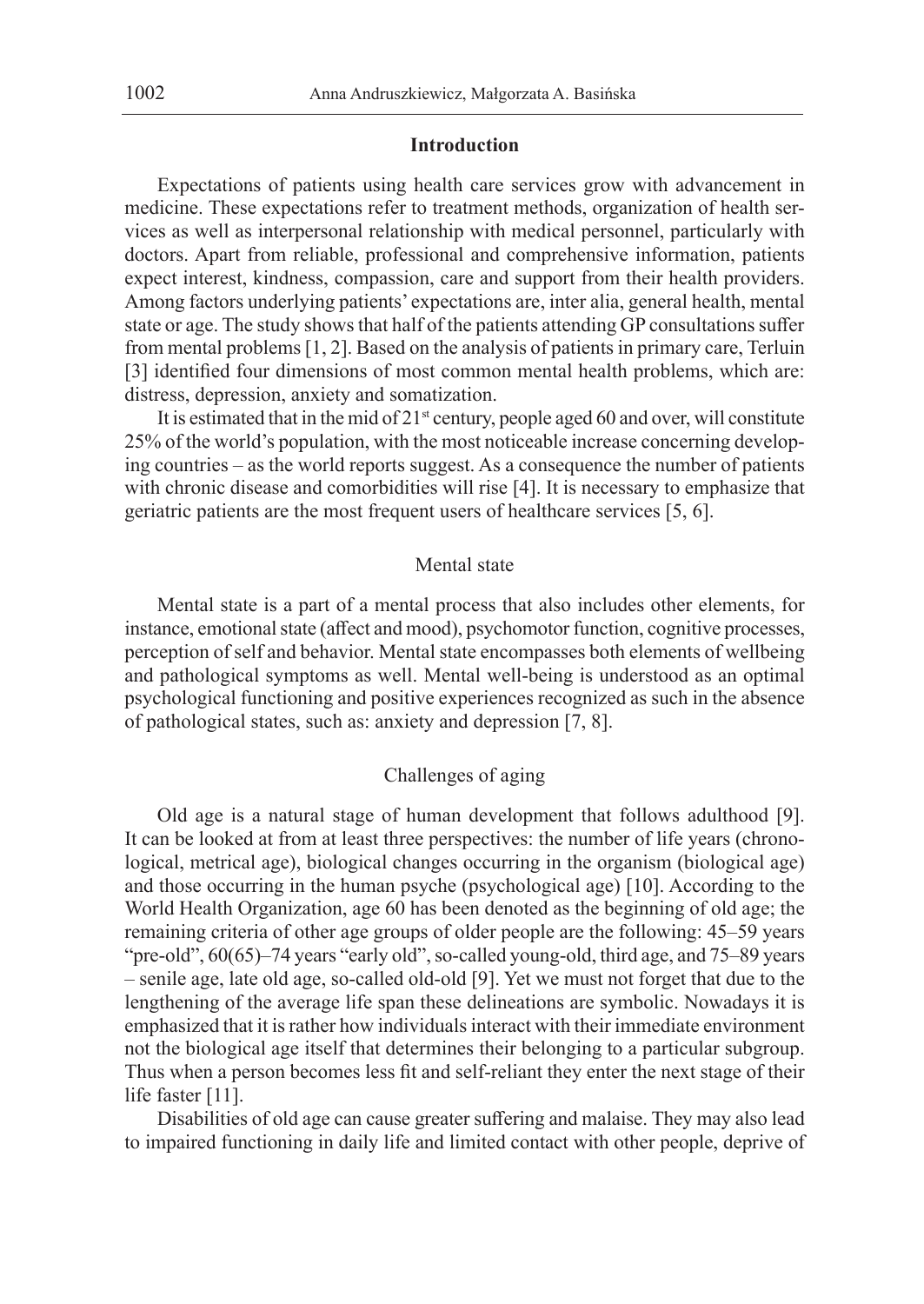## Introduction

Expectations of patients using health care services grow with advancement in medicine. These expectations refer to treatment methods, organization of health services as well as interpersonal relationship with medical personnel, particularly with doctors. Apart from reliable, professional and comprehensive information, patients expect interest, kindness, compassion, care and support from their health providers. Among factors underlying patients' expectations are, inter alia, general health, mental state or age. The study shows that half of the patients attending GP consultations suffer from mental problems [1, 2]. Based on the analysis of patients in primary care, Terluin [3] identified four dimensions of most common mental health problems, which are: distress, depression, anxiety and somatization.

It is estimated that in the mid of 21st century, people aged 60 and over, will constitute 25% of the world's population, with the most noticeable increase concerning developing countries – as the world reports suggest. As a consequence the number of patients with chronic disease and comorbidities will rise [4]. It is necessary to emphasize that geriatric patients are the most frequent users of healthcare services [5, 6].

### Mental state

Mental state is a part of a mental process that also includes other elements, for instance, emotional state (affect and mood), psychomotor function, cognitive processes, perception of self and behavior. Mental state encompasses both elements of wellbeing and pathological symptoms as well. Mental well-being is understood as an optimal psychological functioning and positive experiences recognized as such in the absence of pathological states, such as: anxiety and depression [7, 8].

### Challenges of aging

Old age is a natural stage of human development that follows adulthood [9]. It can be looked at from at least three perspectives: the number of life years (chronological, metrical age), biological changes occurring in the organism (biological age) and those occurring in the human psyche (psychological age) [10]. According to the World Health Organization, age 60 has been denoted as the beginning of old age; the remaining criteria of other age groups of older people are the following: 45–59 years "pre-old", 60(65)–74 years "early old", so-called young-old, third age, and 75–89 years – senile age, late old age, so-called old-old [9]. Yet we must not forget that due to the lengthening of the average life span these delineations are symbolic. Nowadays it is emphasized that it is rather how individuals interact with their immediate environment not the biological age itself that determines their belonging to a particular subgroup. Thus when a person becomes less fit and self-reliant they enter the next stage of their life faster [11].

Disabilities of old age can cause greater suffering and malaise. They may also lead to impaired functioning in daily life and limited contact with other people, deprive of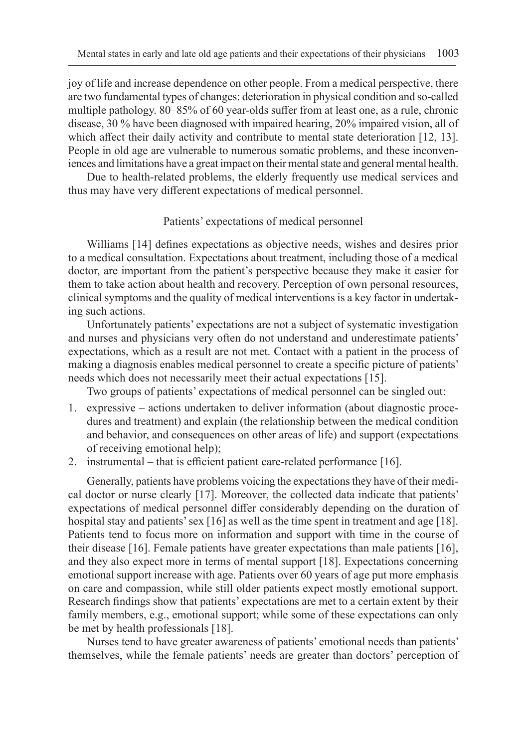joy of life and increase dependence on other people. From a medical perspective, there are two fundamental types of changes: deterioration in physical condition and so-called multiple pathology. 80–85% of 60 year-olds suffer from at least one, as a rule, chronic disease, 30 % have been diagnosed with impaired hearing, 20% impaired vision, all of which affect their daily activity and contribute to mental state deterioration [12, 13]. People in old age are vulnerable to numerous somatic problems, and these inconveniences and limitations have a great impact on their mental state and general mental health.

Due to health-related problems, the elderly frequently use medical services and thus may have very different expectations of medical personnel.

## Patients' expectations of medical personnel

Williams [14] defines expectations as objective needs, wishes and desires prior to a medical consultation. Expectations about treatment, including those of a medical doctor, are important from the patient's perspective because they make it easier for them to take action about health and recovery. Perception of own personal resources, clinical symptoms and the quality of medical interventions is a key factor in undertaking such actions.

Unfortunately patients' expectations are not a subject of systematic investigation and nurses and physicians very often do not understand and underestimate patients' expectations, which as a result are not met. Contact with a patient in the process of making a diagnosis enables medical personnel to create a specific picture of patients' needs which does not necessarily meet their actual expectations [15].

Two groups of patients' expectations of medical personnel can be singled out:

1. expressive – actions undertaken to deliver information (about diagnostic procedures and treatment) and explain (the relationship between the medical condition and behavior, and consequences on other areas of life) and support (expectations of receiving emotional help);
2. instrumental – that is efficient patient care-related performance [16].

Generally, patients have problems voicing the expectations they have of their medical doctor or nurse clearly [17]. Moreover, the collected data indicate that patients' expectations of medical personnel differ considerably depending on the duration of hospital stay and patients' sex [16] as well as the time spent in treatment and age [18]. Patients tend to focus more on information and support with time in the course of their disease [16]. Female patients have greater expectations than male patients [16], and they also expect more in terms of mental support [18]. Expectations concerning emotional support increase with age. Patients over 60 years of age put more emphasis on care and compassion, while still older patients expect mostly emotional support. Research findings show that patients' expectations are met to a certain extent by their family members, e.g., emotional support; while some of these expectations can only be met by health professionals [18].

Nurses tend to have greater awareness of patients' emotional needs than patients' themselves, while the female patients' needs are greater than doctors' perception of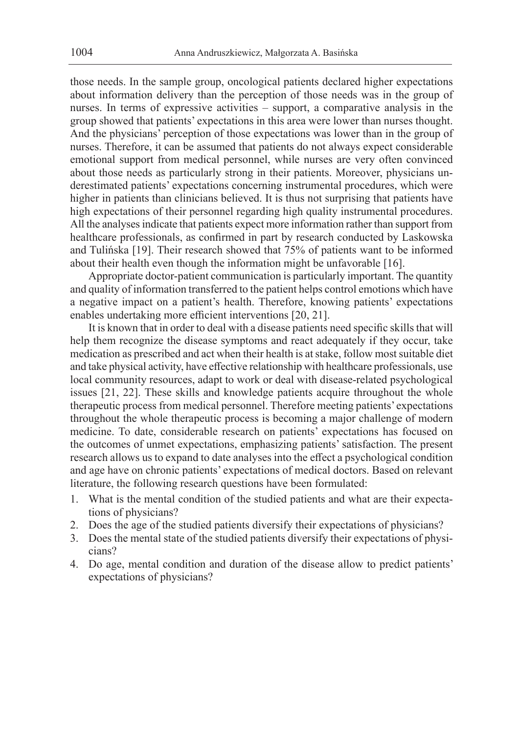those needs. In the sample group, oncological patients declared higher expectations about information delivery than the perception of those needs was in the group of nurses. In terms of expressive activities – support, a comparative analysis in the group showed that patients' expectations in this area were lower than nurses thought. And the physicians' perception of those expectations was lower than in the group of nurses. Therefore, it can be assumed that patients do not always expect considerable emotional support from medical personnel, while nurses are very often convinced about those needs as particularly strong in their patients. Moreover, physicians underestimated patients' expectations concerning instrumental procedures, which were higher in patients than clinicians believed. It is thus not surprising that patients have high expectations of their personnel regarding high quality instrumental procedures. All the analyses indicate that patients expect more information rather than support from healthcare professionals, as confirmed in part by research conducted by Laskowska and Tulińska [19]. Their research showed that 75% of patients want to be informed about their health even though the information might be unfavorable [16].

Appropriate doctor-patient communication is particularly important. The quantity and quality of information transferred to the patient helps control emotions which have a negative impact on a patient's health. Therefore, knowing patients' expectations enables undertaking more efficient interventions [20, 21].

It is known that in order to deal with a disease patients need specific skills that will help them recognize the disease symptoms and react adequately if they occur, take medication as prescribed and act when their health is at stake, follow most suitable diet and take physical activity, have effective relationship with healthcare professionals, use local community resources, adapt to work or deal with disease-related psychological issues [21, 22]. These skills and knowledge patients acquire throughout the whole therapeutic process from medical personnel. Therefore meeting patients' expectations throughout the whole therapeutic process is becoming a major challenge of modern medicine. To date, considerable research on patients' expectations has focused on the outcomes of unmet expectations, emphasizing patients' satisfaction. The present research allows us to expand to date analyses into the effect a psychological condition and age have on chronic patients' expectations of medical doctors. Based on relevant literature, the following research questions have been formulated:

1. What is the mental condition of the studied patients and what are their expectations of physicians?
2. Does the age of the studied patients diversify their expectations of physicians?
3. Does the mental state of the studied patients diversify their expectations of physicians?
4. Do age, mental condition and duration of the disease allow to predict patients' expectations of physicians?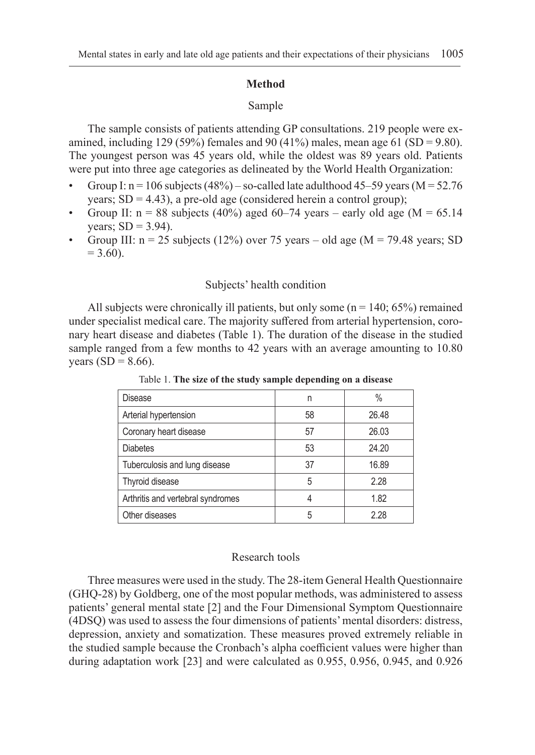## Method

### Sample

The sample consists of patients attending GP consultations. 219 people were examined, including 129 (59%) females and 90 (41%) males, mean age 61 (SD = 9.80). The youngest person was 45 years old, while the oldest was 89 years old. Patients were put into three age categories as delineated by the World Health Organization:

- Group I: n = 106 subjects (48%) – so-called late adulthood 45–59 years (M = 52.76 years; SD = 4.43), a pre-old age (considered herein a control group);
- Group II: n = 88 subjects (40%) aged 60–74 years – early old age (M = 65.14 years; SD = 3.94).
- Group III: n = 25 subjects (12%) over 75 years – old age (M = 79.48 years; SD = 3.60).

### Subjects' health condition

All subjects were chronically ill patients, but only some (n = 140; 65%) remained under specialist medical care. The majority suffered from arterial hypertension, coronary heart disease and diabetes (Table 1). The duration of the disease in the studied sample ranged from a few months to 42 years with an average amounting to 10.80 years (SD = 8.66).

Table 1. **The size of the study sample depending on a disease**

| Disease | n | % |
| --- | --- | --- |
| Arterial hypertension | 58 | 26.48 |
| Coronary heart disease | 57 | 26.03 |
| Diabetes | 53 | 24.20 |
| Tuberculosis and lung disease | 37 | 16.89 |
| Thyroid disease | 5 | 2.28 |
| Arthritis and vertebral syndromes | 4 | 1.82 |
| Other diseases | 5 | 2.28 |

### Research tools

Three measures were used in the study. The 28-item General Health Questionnaire (GHQ-28) by Goldberg, one of the most popular methods, was administered to assess patients' general mental state [2] and the Four Dimensional Symptom Questionnaire (4DSQ) was used to assess the four dimensions of patients' mental disorders: distress, depression, anxiety and somatization. These measures proved extremely reliable in the studied sample because the Cronbach's alpha coefficient values were higher than during adaptation work [23] and were calculated as 0.955, 0.956, 0.945, and 0.926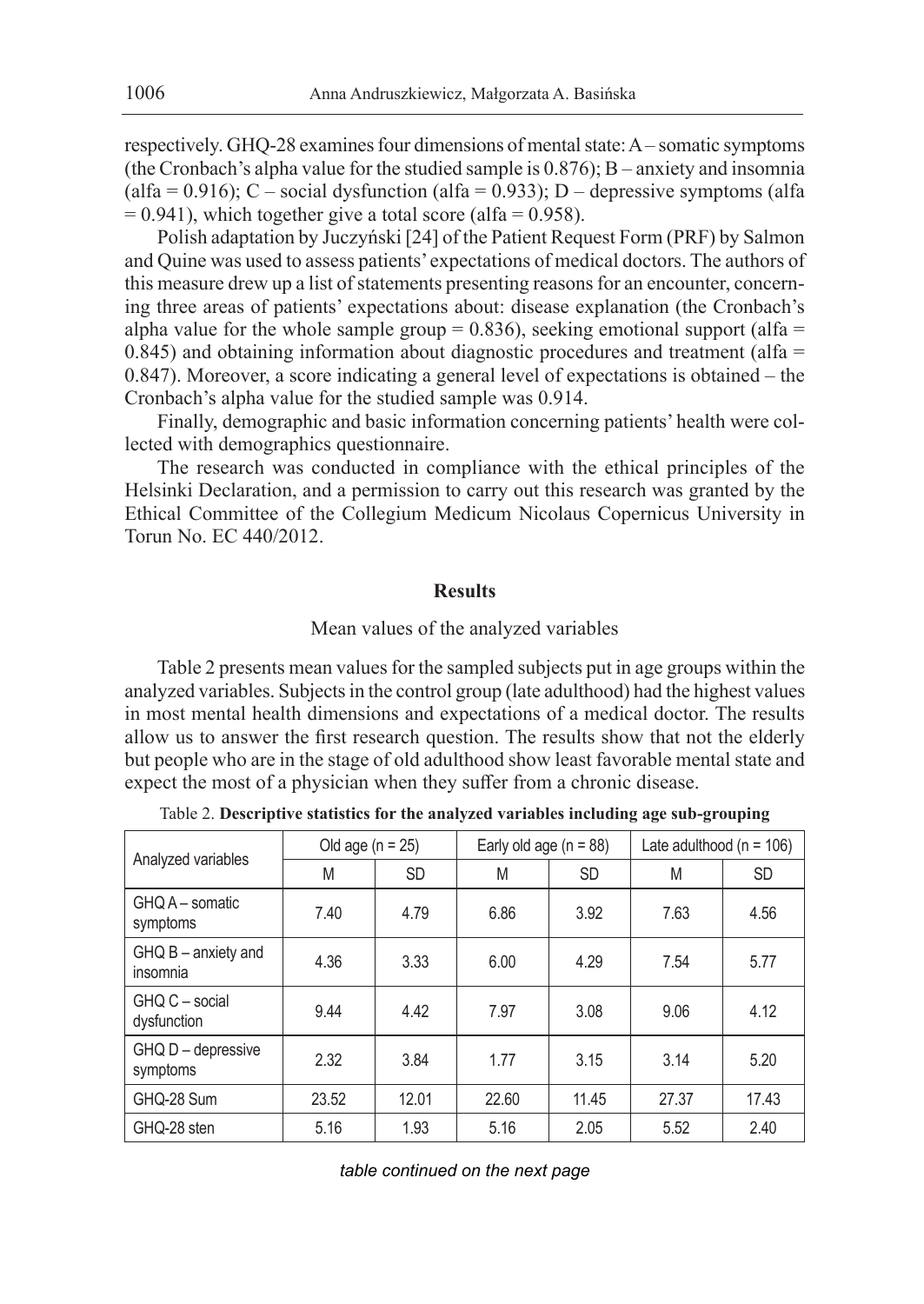respectively. GHQ-28 examines four dimensions of mental state: A – somatic symptoms (the Cronbach's alpha value for the studied sample is 0.876); B – anxiety and insomnia (alfa = 0.916); C – social dysfunction (alfa = 0.933); D – depressive symptoms (alfa = 0.941), which together give a total score (alfa = 0.958).

Polish adaptation by Juczyński [24] of the Patient Request Form (PRF) by Salmon and Quine was used to assess patients' expectations of medical doctors. The authors of this measure drew up a list of statements presenting reasons for an encounter, concerning three areas of patients' expectations about: disease explanation (the Cronbach's alpha value for the whole sample group = 0.836), seeking emotional support (alfa = 0.845) and obtaining information about diagnostic procedures and treatment (alfa = 0.847). Moreover, a score indicating a general level of expectations is obtained – the Cronbach's alpha value for the studied sample was 0.914.

Finally, demographic and basic information concerning patients' health were collected with demographics questionnaire.

The research was conducted in compliance with the ethical principles of the Helsinki Declaration, and a permission to carry out this research was granted by the Ethical Committee of the Collegium Medicum Nicolaus Copernicus University in Torun No. EC 440/2012.

## Results

### Mean values of the analyzed variables

Table 2 presents mean values for the sampled subjects put in age groups within the analyzed variables. Subjects in the control group (late adulthood) had the highest values in most mental health dimensions and expectations of a medical doctor. The results allow us to answer the first research question. The results show that not the elderly but people who are in the stage of old adulthood show least favorable mental state and expect the most of a physician when they suffer from a chronic disease.

Table 2. **Descriptive statistics for the analyzed variables including age sub-grouping**

| Analyzed variables | Old age (n = 25) | | Early old age (n = 88) | | Late adulthood (n = 106) | |
|---|---|---|---|---|---|---|
| | M | SD | M | SD | M | SD |
| GHQ A – somatic symptoms | 7.40 | 4.79 | 6.86 | 3.92 | 7.63 | 4.56 |
| GHQ B – anxiety and insomnia | 4.36 | 3.33 | 6.00 | 4.29 | 7.54 | 5.77 |
| GHQ C – social dysfunction | 9.44 | 4.42 | 7.97 | 3.08 | 9.06 | 4.12 |
| GHQ D – depressive symptoms | 2.32 | 3.84 | 1.77 | 3.15 | 3.14 | 5.20 |
| GHQ-28 Sum | 23.52 | 12.01 | 22.60 | 11.45 | 27.37 | 17.43 |
| GHQ-28 sten | 5.16 | 1.93 | 5.16 | 2.05 | 5.52 | 2.40 |

*table continued on the next page*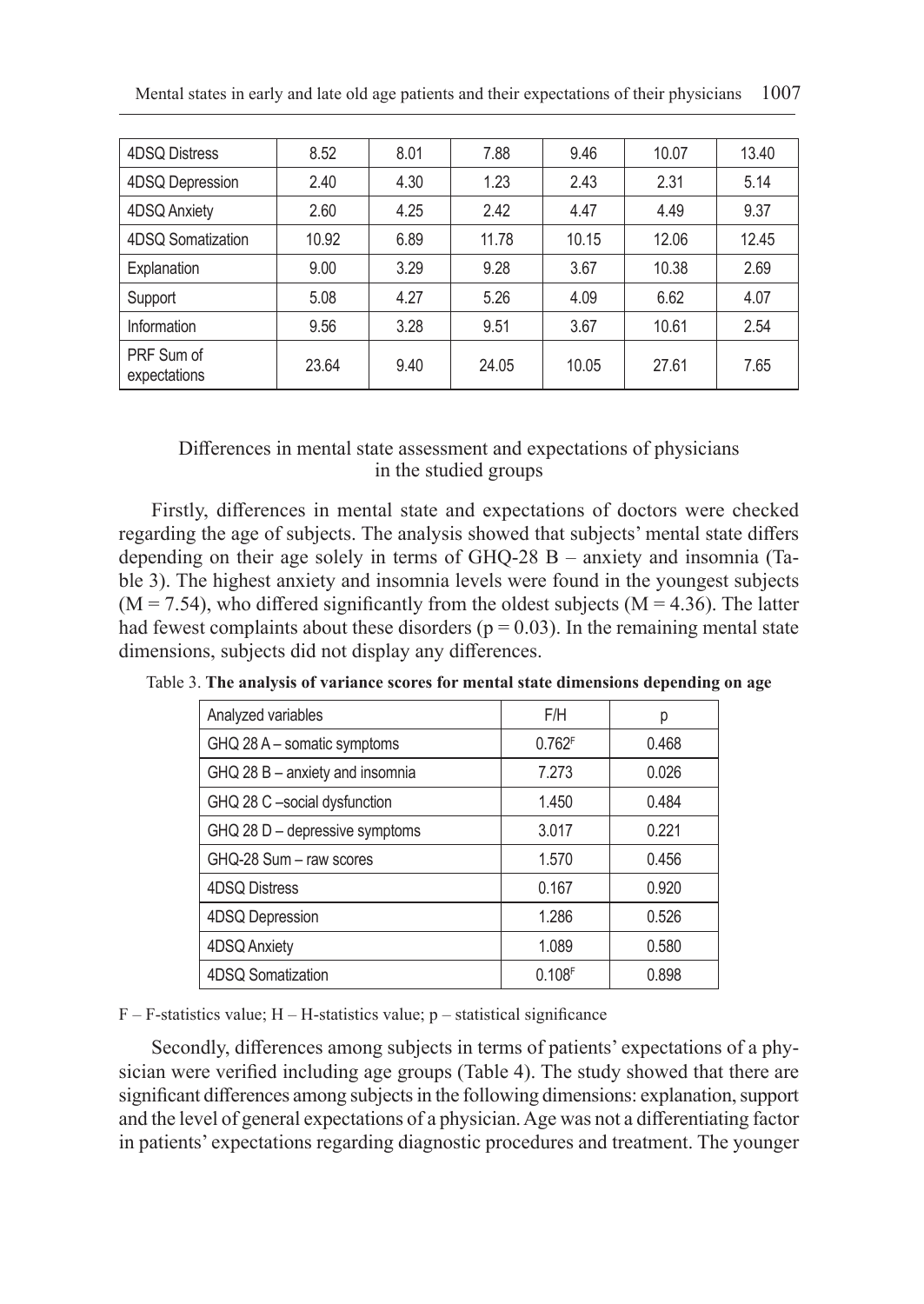| 4DSQ Distress | 8.52 | 8.01 | 7.88 | 9.46 | 10.07 | 13.40 |
|---|---|---|---|---|---|---|
| 4DSQ Depression | 2.40 | 4.30 | 1.23 | 2.43 | 2.31 | 5.14 |
| 4DSQ Anxiety | 2.60 | 4.25 | 2.42 | 4.47 | 4.49 | 9.37 |
| 4DSQ Somatization | 10.92 | 6.89 | 11.78 | 10.15 | 12.06 | 12.45 |
| Explanation | 9.00 | 3.29 | 9.28 | 3.67 | 10.38 | 2.69 |
| Support | 5.08 | 4.27 | 5.26 | 4.09 | 6.62 | 4.07 |
| Information | 9.56 | 3.28 | 9.51 | 3.67 | 10.61 | 2.54 |
| PRF Sum of expectations | 23.64 | 9.40 | 24.05 | 10.05 | 27.61 | 7.65 |

## Differences in mental state assessment and expectations of physicians in the studied groups

Firstly, differences in mental state and expectations of doctors were checked regarding the age of subjects. The analysis showed that subjects' mental state differs depending on their age solely in terms of GHQ-28 B – anxiety and insomnia (Table 3). The highest anxiety and insomnia levels were found in the youngest subjects ($M = 7.54$), who differed significantly from the oldest subjects ($M = 4.36$). The latter had fewest complaints about these disorders ($p = 0.03$). In the remaining mental state dimensions, subjects did not display any differences.

Table 3. **The analysis of variance scores for mental state dimensions depending on age**

| Analyzed variables | F/H | p |
|---|---|---|
| GHQ 28 A – somatic symptoms | $0.762^{F}$ | 0.468 |
| GHQ 28 B – anxiety and insomnia | 7.273 | 0.026 |
| GHQ 28 C –social dysfunction | 1.450 | 0.484 |
| GHQ 28 D – depressive symptoms | 3.017 | 0.221 |
| GHQ-28 Sum – raw scores | 1.570 | 0.456 |
| 4DSQ Distress | 0.167 | 0.920 |
| 4DSQ Depression | 1.286 | 0.526 |
| 4DSQ Anxiety | 1.089 | 0.580 |
| 4DSQ Somatization | $0.108^{F}$ | 0.898 |

F – F-statistics value; H – H-statistics value; p – statistical significance

Secondly, differences among subjects in terms of patients' expectations of a physician were verified including age groups (Table 4). The study showed that there are significant differences among subjects in the following dimensions: explanation, support and the level of general expectations of a physician. Age was not a differentiating factor in patients' expectations regarding diagnostic procedures and treatment. The younger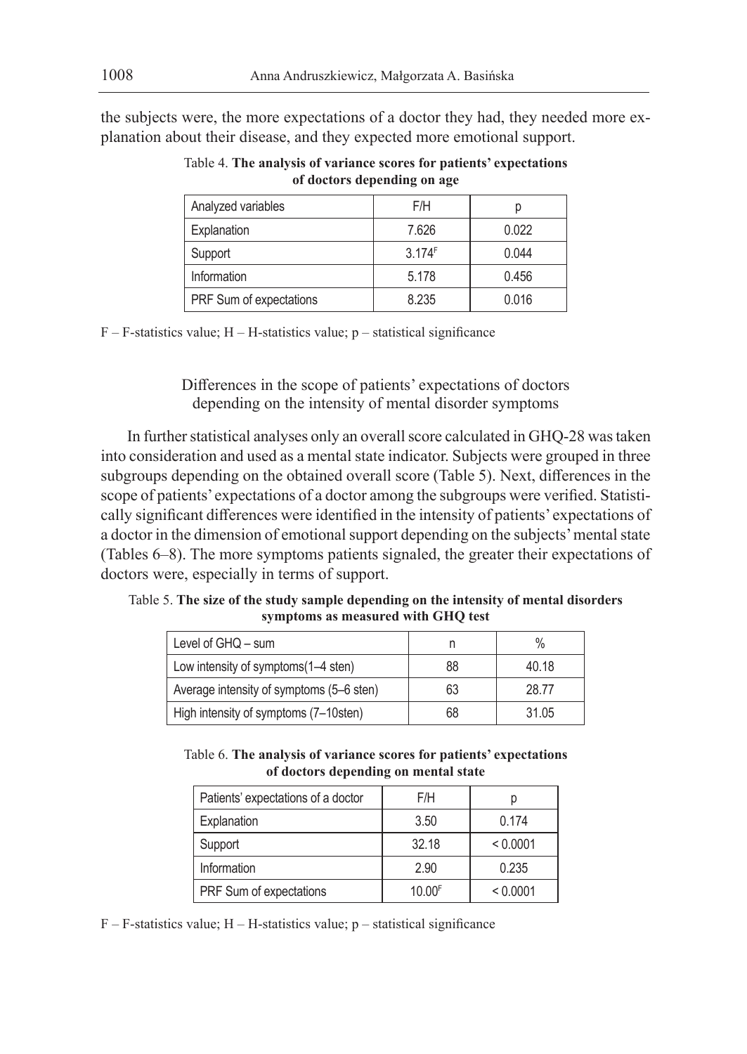the subjects were, the more expectations of a doctor they had, they needed more explanation about their disease, and they expected more emotional support.

Table 4. **The analysis of variance scores for patients' expectations of doctors depending on age**

| Analyzed variables | F/H | p |
|---|---|---|
| Explanation | 7.626 | 0.022 |
| Support | $3.174^{F}$ | 0.044 |
| Information | 5.178 | 0.456 |
| PRF Sum of expectations | 8.235 | 0.016 |

F – F-statistics value; H – H-statistics value; p – statistical significance

### Differences in the scope of patients' expectations of doctors depending on the intensity of mental disorder symptoms

In further statistical analyses only an overall score calculated in GHQ-28 was taken into consideration and used as a mental state indicator. Subjects were grouped in three subgroups depending on the obtained overall score (Table 5). Next, differences in the scope of patients' expectations of a doctor among the subgroups were verified. Statistically significant differences were identified in the intensity of patients' expectations of a doctor in the dimension of emotional support depending on the subjects' mental state (Tables 6–8). The more symptoms patients signaled, the greater their expectations of doctors were, especially in terms of support.

Table 5. **The size of the study sample depending on the intensity of mental disorders symptoms as measured with GHQ test**

| Level of GHQ – sum | n | % |
|---|---|---|
| Low intensity of symptoms(1–4 sten) | 88 | 40.18 |
| Average intensity of symptoms (5–6 sten) | 63 | 28.77 |
| High intensity of symptoms (7–10sten) | 68 | 31.05 |

Table 6. **The analysis of variance scores for patients' expectations of doctors depending on mental state**

| Patients' expectations of a doctor | F/H | p |
|---|---|---|
| Explanation | 3.50 | 0.174 |
| Support | 32.18 | < 0.0001 |
| Information | 2.90 | 0.235 |
| PRF Sum of expectations | $10.00^{F}$ | < 0.0001 |

F – F-statistics value; H – H-statistics value; p – statistical significance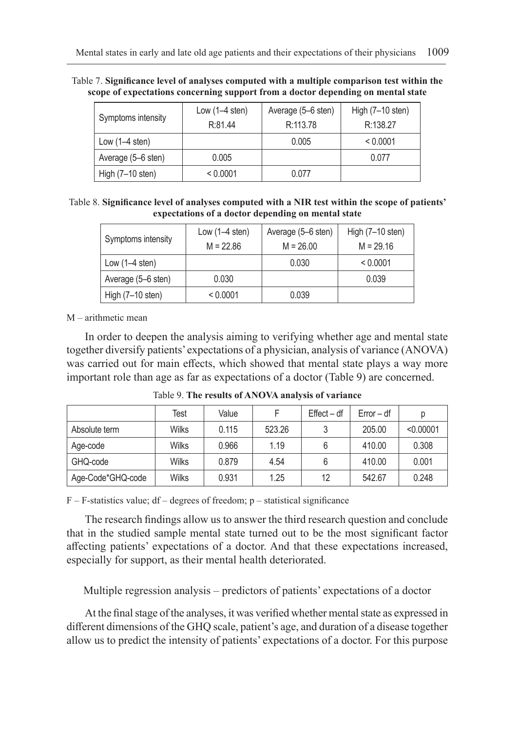Table 7. **Significance level of analyses computed with a multiple comparison test within the scope of expectations concerning support from a doctor depending on mental state**

| Symptoms intensity | Low (1–4 sten) R:81.44 | Average (5–6 sten) R:113.78 | High (7–10 sten) R:138.27 |
|---|---|---|---|
| Low (1–4 sten) | | 0.005 | < 0.0001 |
| Average (5–6 sten) | 0.005 | | 0.077 |
| High (7–10 sten) | < 0.0001 | 0.077 | |

Table 8. **Significance level of analyses computed with a NIR test within the scope of patients' expectations of a doctor depending on mental state**

| Symptoms intensity | Low (1–4 sten) M = 22.86 | Average (5–6 sten) M = 26.00 | High (7–10 sten) M = 29.16 |
|---|---|---|---|
| Low (1–4 sten) | | 0.030 | < 0.0001 |
| Average (5–6 sten) | 0.030 | | 0.039 |
| High (7–10 sten) | < 0.0001 | 0.039 | |

M – arithmetic mean

In order to deepen the analysis aiming to verifying whether age and mental state together diversify patients' expectations of a physician, analysis of variance (ANOVA) was carried out for main effects, which showed that mental state plays a way more important role than age as far as expectations of a doctor (Table 9) are concerned.

Table 9. **The results of ANOVA analysis of variance**

| | Test | Value | F | Effect – df | Error – df | p |
|---|---|---|---|---|---|---|
| Absolute term | Wilks | 0.115 | 523.26 | 3 | 205.00 | <0.00001 |
| Age-code | Wilks | 0.966 | 1.19 | 6 | 410.00 | 0.308 |
| GHQ-code | Wilks | 0.879 | 4.54 | 6 | 410.00 | 0.001 |
| Age-Code*GHQ-code | Wilks | 0.931 | 1.25 | 12 | 542.67 | 0.248 |

F – F-statistics value; df – degrees of freedom; p – statistical significance

The research findings allow us to answer the third research question and conclude that in the studied sample mental state turned out to be the most significant factor affecting patients' expectations of a doctor. And that these expectations increased, especially for support, as their mental health deteriorated.

### Multiple regression analysis – predictors of patients' expectations of a doctor

At the final stage of the analyses, it was verified whether mental state as expressed in different dimensions of the GHQ scale, patient's age, and duration of a disease together allow us to predict the intensity of patients' expectations of a doctor. For this purpose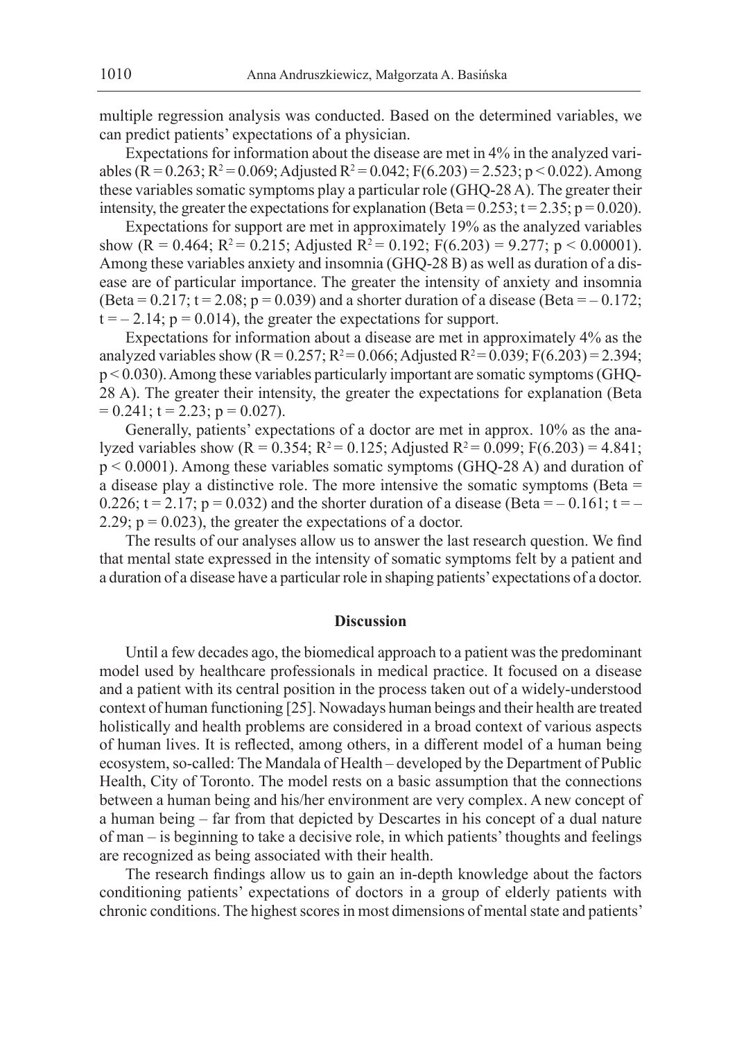multiple regression analysis was conducted. Based on the determined variables, we can predict patients' expectations of a physician.

Expectations for information about the disease are met in 4% in the analyzed variables ($R = 0.263$; $R^2 = 0.069$; Adjusted $R^2 = 0.042$; $F(6.203) = 2.523$; $p < 0.022$). Among these variables somatic symptoms play a particular role (GHQ-28 A). The greater their intensity, the greater the expectations for explanation (Beta = 0.253; $t = 2.35$; $p = 0.020$).

Expectations for support are met in approximately 19% as the analyzed variables show ($R = 0.464$; $R^2 = 0.215$; Adjusted $R^2 = 0.192$; $F(6.203) = 9.277$; $p < 0.00001$). Among these variables anxiety and insomnia (GHQ-28 B) as well as duration of a disease are of particular importance. The greater the intensity of anxiety and insomnia (Beta = 0.217; $t = 2.08$; $p = 0.039$) and a shorter duration of a disease (Beta = – 0.172; $t = -2.14$; $p = 0.014$), the greater the expectations for support.

Expectations for information about a disease are met in approximately 4% as the analyzed variables show ($R = 0.257$; $R^2 = 0.066$; Adjusted $R^2 = 0.039$; $F(6.203) = 2.394$; $p < 0.030$). Among these variables particularly important are somatic symptoms (GHQ-28 A). The greater their intensity, the greater the expectations for explanation (Beta = 0.241; $t = 2.23$; $p = 0.027$).

Generally, patients' expectations of a doctor are met in approx. 10% as the analyzed variables show ($R = 0.354$; $R^2 = 0.125$; Adjusted $R^2 = 0.099$; $F(6.203) = 4.841$; $p < 0.0001$). Among these variables somatic symptoms (GHQ-28 A) and duration of a disease play a distinctive role. The more intensive the somatic symptoms (Beta = 0.226; $t = 2.17$; $p = 0.032$) and the shorter duration of a disease (Beta = – 0.161; $t = -2.29$; $p = 0.023$), the greater the expectations of a doctor.

The results of our analyses allow us to answer the last research question. We find that mental state expressed in the intensity of somatic symptoms felt by a patient and a duration of a disease have a particular role in shaping patients' expectations of a doctor.

## Discussion

Until a few decades ago, the biomedical approach to a patient was the predominant model used by healthcare professionals in medical practice. It focused on a disease and a patient with its central position in the process taken out of a widely-understood context of human functioning [25]. Nowadays human beings and their health are treated holistically and health problems are considered in a broad context of various aspects of human lives. It is reflected, among others, in a different model of a human being ecosystem, so-called: The Mandala of Health – developed by the Department of Public Health, City of Toronto. The model rests on a basic assumption that the connections between a human being and his/her environment are very complex. A new concept of a human being – far from that depicted by Descartes in his concept of a dual nature of man – is beginning to take a decisive role, in which patients' thoughts and feelings are recognized as being associated with their health.

The research findings allow us to gain an in-depth knowledge about the factors conditioning patients' expectations of doctors in a group of elderly patients with chronic conditions. The highest scores in most dimensions of mental state and patients'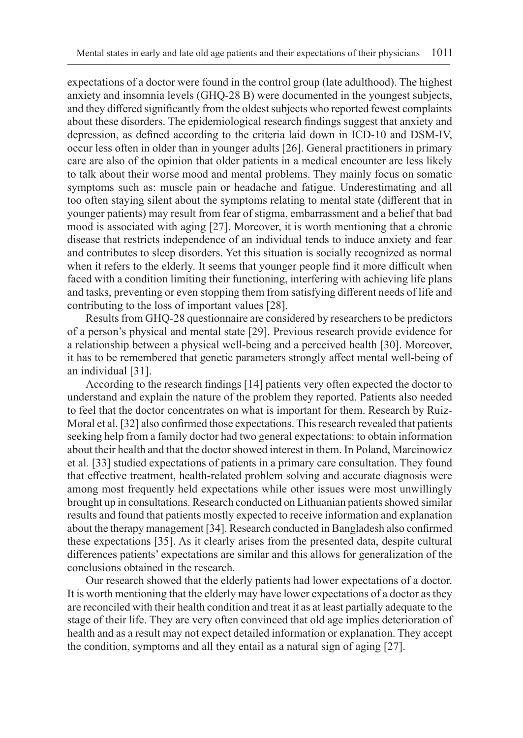expectations of a doctor were found in the control group (late adulthood). The highest anxiety and insomnia levels (GHQ-28 B) were documented in the youngest subjects, and they differed significantly from the oldest subjects who reported fewest complaints about these disorders. The epidemiological research findings suggest that anxiety and depression, as defined according to the criteria laid down in ICD-10 and DSM-IV, occur less often in older than in younger adults [26]. General practitioners in primary care are also of the opinion that older patients in a medical encounter are less likely to talk about their worse mood and mental problems. They mainly focus on somatic symptoms such as: muscle pain or headache and fatigue. Underestimating and all too often staying silent about the symptoms relating to mental state (different that in younger patients) may result from fear of stigma, embarrassment and a belief that bad mood is associated with aging [27]. Moreover, it is worth mentioning that a chronic disease that restricts independence of an individual tends to induce anxiety and fear and contributes to sleep disorders. Yet this situation is socially recognized as normal when it refers to the elderly. It seems that younger people find it more difficult when faced with a condition limiting their functioning, interfering with achieving life plans and tasks, preventing or even stopping them from satisfying different needs of life and contributing to the loss of important values [28].

Results from GHQ-28 questionnaire are considered by researchers to be predictors of a person's physical and mental state [29]. Previous research provide evidence for a relationship between a physical well-being and a perceived health [30]. Moreover, it has to be remembered that genetic parameters strongly affect mental well-being of an individual [31].

According to the research findings [14] patients very often expected the doctor to understand and explain the nature of the problem they reported. Patients also needed to feel that the doctor concentrates on what is important for them. Research by Ruiz-Moral et al. [32] also confirmed those expectations. This research revealed that patients seeking help from a family doctor had two general expectations: to obtain information about their health and that the doctor showed interest in them. In Poland, Marcinowicz et al*.* [33] studied expectations of patients in a primary care consultation. They found that effective treatment, health-related problem solving and accurate diagnosis were among most frequently held expectations while other issues were most unwillingly brought up in consultations. Research conducted on Lithuanian patients showed similar results and found that patients mostly expected to receive information and explanation about the therapy management [34]. Research conducted in Bangladesh also confirmed these expectations [35]. As it clearly arises from the presented data, despite cultural differences patients' expectations are similar and this allows for generalization of the conclusions obtained in the research.

Our research showed that the elderly patients had lower expectations of a doctor. It is worth mentioning that the elderly may have lower expectations of a doctor as they are reconciled with their health condition and treat it as at least partially adequate to the stage of their life. They are very often convinced that old age implies deterioration of health and as a result may not expect detailed information or explanation. They accept the condition, symptoms and all they entail as a natural sign of aging [27].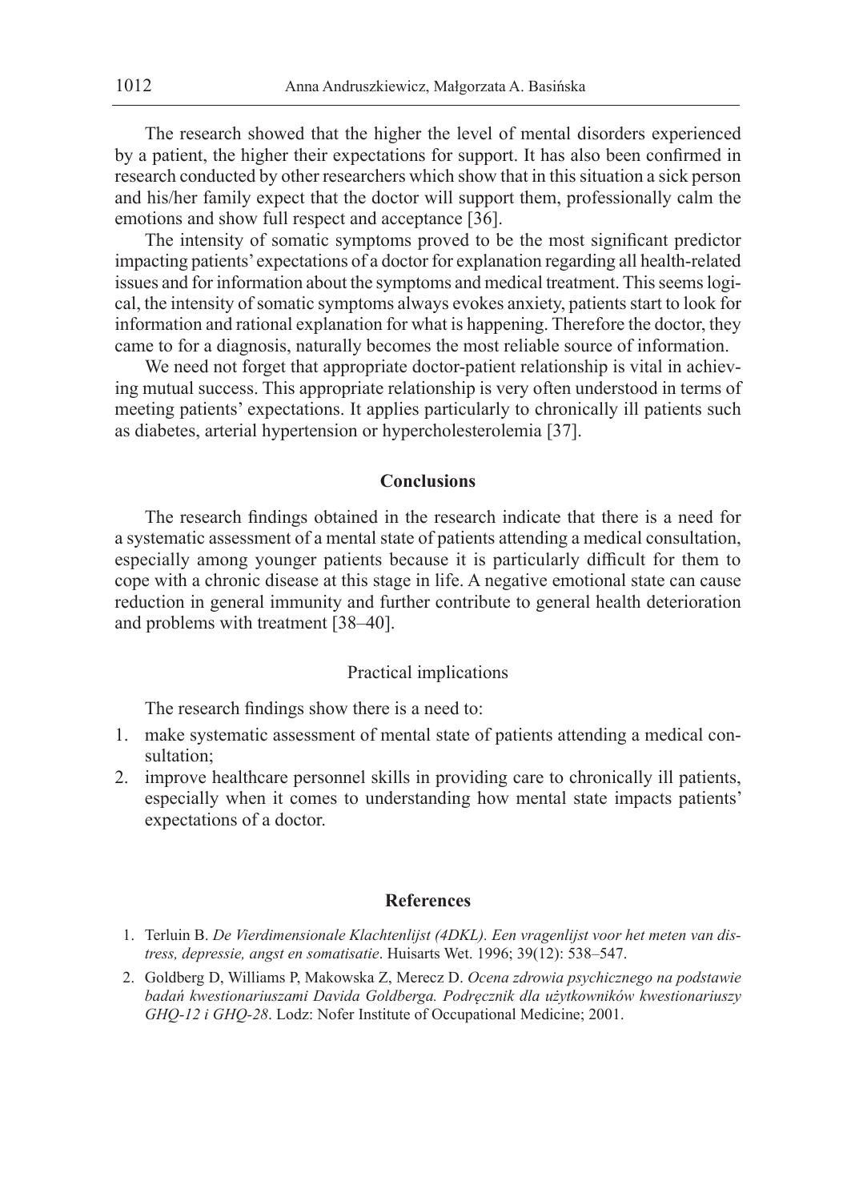The research showed that the higher the level of mental disorders experienced by a patient, the higher their expectations for support. It has also been confirmed in research conducted by other researchers which show that in this situation a sick person and his/her family expect that the doctor will support them, professionally calm the emotions and show full respect and acceptance [36].

The intensity of somatic symptoms proved to be the most significant predictor impacting patients' expectations of a doctor for explanation regarding all health-related issues and for information about the symptoms and medical treatment. This seems logical, the intensity of somatic symptoms always evokes anxiety, patients start to look for information and rational explanation for what is happening. Therefore the doctor, they came to for a diagnosis, naturally becomes the most reliable source of information.

We need not forget that appropriate doctor-patient relationship is vital in achieving mutual success. This appropriate relationship is very often understood in terms of meeting patients' expectations. It applies particularly to chronically ill patients such as diabetes, arterial hypertension or hypercholesterolemia [37].

## Conclusions

The research findings obtained in the research indicate that there is a need for a systematic assessment of a mental state of patients attending a medical consultation, especially among younger patients because it is particularly difficult for them to cope with a chronic disease at this stage in life. A negative emotional state can cause reduction in general immunity and further contribute to general health deterioration and problems with treatment [38–40].

### Practical implications

The research findings show there is a need to:

1. make systematic assessment of mental state of patients attending a medical consultation;
2. improve healthcare personnel skills in providing care to chronically ill patients, especially when it comes to understanding how mental state impacts patients' expectations of a doctor.

## References

1. Terluin B. *De Vierdimensionale Klachtenlijst (4DKL). Een vragenlijst voor het meten van distress, depressie, angst en somatisatie*. Huisarts Wet. 1996; 39(12): 538–547.
2. Goldberg D, Williams P, Makowska Z, Merecz D. *Ocena zdrowia psychicznego na podstawie badań kwestionariuszami Davida Goldberga. Podręcznik dla użytkowników kwestionariuszy GHQ-12 i GHQ-28*. Lodz: Nofer Institute of Occupational Medicine; 2001.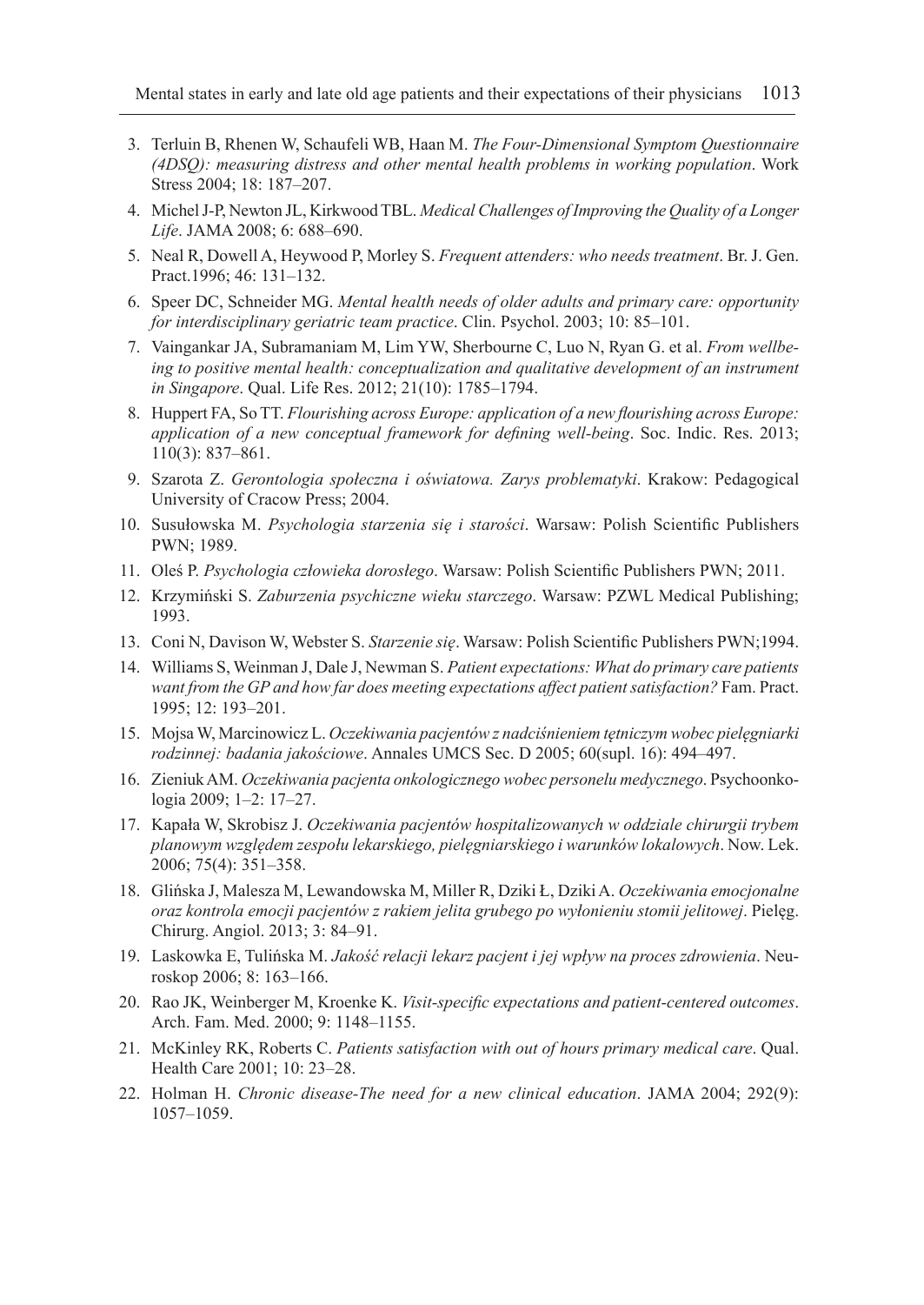3. Terluin B, Rhenen W, Schaufeli WB, Haan M. *The Four-Dimensional Symptom Questionnaire (4DSQ): measuring distress and other mental health problems in working population*. Work Stress 2004; 18: 187–207.
4. Michel J-P, Newton JL, Kirkwood TBL. *Medical Challenges of Improving the Quality of a Longer Life*. JAMA 2008; 6: 688–690.
5. Neal R, Dowell A, Heywood P, Morley S. *Frequent attenders: who needs treatment*. Br. J. Gen. Pract.1996; 46: 131–132.
6. Speer DC, Schneider MG. *Mental health needs of older adults and primary care: opportunity for interdisciplinary geriatric team practice*. Clin. Psychol. 2003; 10: 85–101.
7. Vaingankar JA, Subramaniam M, Lim YW, Sherbourne C, Luo N, Ryan G. et al. *From wellbeing to positive mental health: conceptualization and qualitative development of an instrument in Singapore*. Qual. Life Res. 2012; 21(10): 1785–1794.
8. Huppert FA, So TT. *Flourishing across Europe: application of a new flourishing across Europe: application of a new conceptual framework for defining well-being*. Soc. Indic. Res. 2013; 110(3): 837–861.
9. Szarota Z. *Gerontologia społeczna i oświatowa. Zarys problematyki*. Krakow: Pedagogical University of Cracow Press; 2004.
10. Susułowska M. *Psychologia starzenia się i starości*. Warsaw: Polish Scientific Publishers PWN; 1989.
11. Oleś P. *Psychologia człowieka dorosłego*. Warsaw: Polish Scientific Publishers PWN; 2011.
12. Krzymiński S. *Zaburzenia psychiczne wieku starczego*. Warsaw: PZWL Medical Publishing; 1993.
13. Coni N, Davison W, Webster S. *Starzenie się*. Warsaw: Polish Scientific Publishers PWN;1994.
14. Williams S, Weinman J, Dale J, Newman S. *Patient expectations: What do primary care patients want from the GP and how far does meeting expectations affect patient satisfaction?* Fam. Pract. 1995; 12: 193–201.
15. Mojsa W, Marcinowicz L. *Oczekiwania pacjentów z nadciśnieniem tętniczym wobec pielęgniarki rodzinnej: badania jakościowe*. Annales UMCS Sec. D 2005; 60(supl. 16): 494–497.
16. Zieniuk AM. *Oczekiwania pacjenta onkologicznego wobec personelu medycznego*. Psychoonkologia 2009; 1–2: 17–27.
17. Kapała W, Skrobisz J. *Oczekiwania pacjentów hospitalizowanych w oddziale chirurgii trybem planowym względem zespołu lekarskiego, pielęgniarskiego i warunków lokalowych*. Now. Lek. 2006; 75(4): 351–358.
18. Glińska J, Malesza M, Lewandowska M, Miller R, Dziki Ł, Dziki A. *Oczekiwania emocjonalne oraz kontrola emocji pacjentów z rakiem jelita grubego po wyłonieniu stomii jelitowej*. Pielęg. Chirurg. Angiol. 2013; 3: 84–91.
19. Laskowka E, Tulińska M. *Jakość relacji lekarz pacjent i jej wpływ na proces zdrowienia*. Neuroskop 2006; 8: 163–166.
20. Rao JK, Weinberger M, Kroenke K. *Visit-specific expectations and patient-centered outcomes*. Arch. Fam. Med. 2000; 9: 1148–1155.
21. McKinley RK, Roberts C. *Patients satisfaction with out of hours primary medical care*. Qual. Health Care 2001; 10: 23–28.
22. Holman H. *Chronic disease-The need for a new clinical education*. JAMA 2004; 292(9): 1057–1059.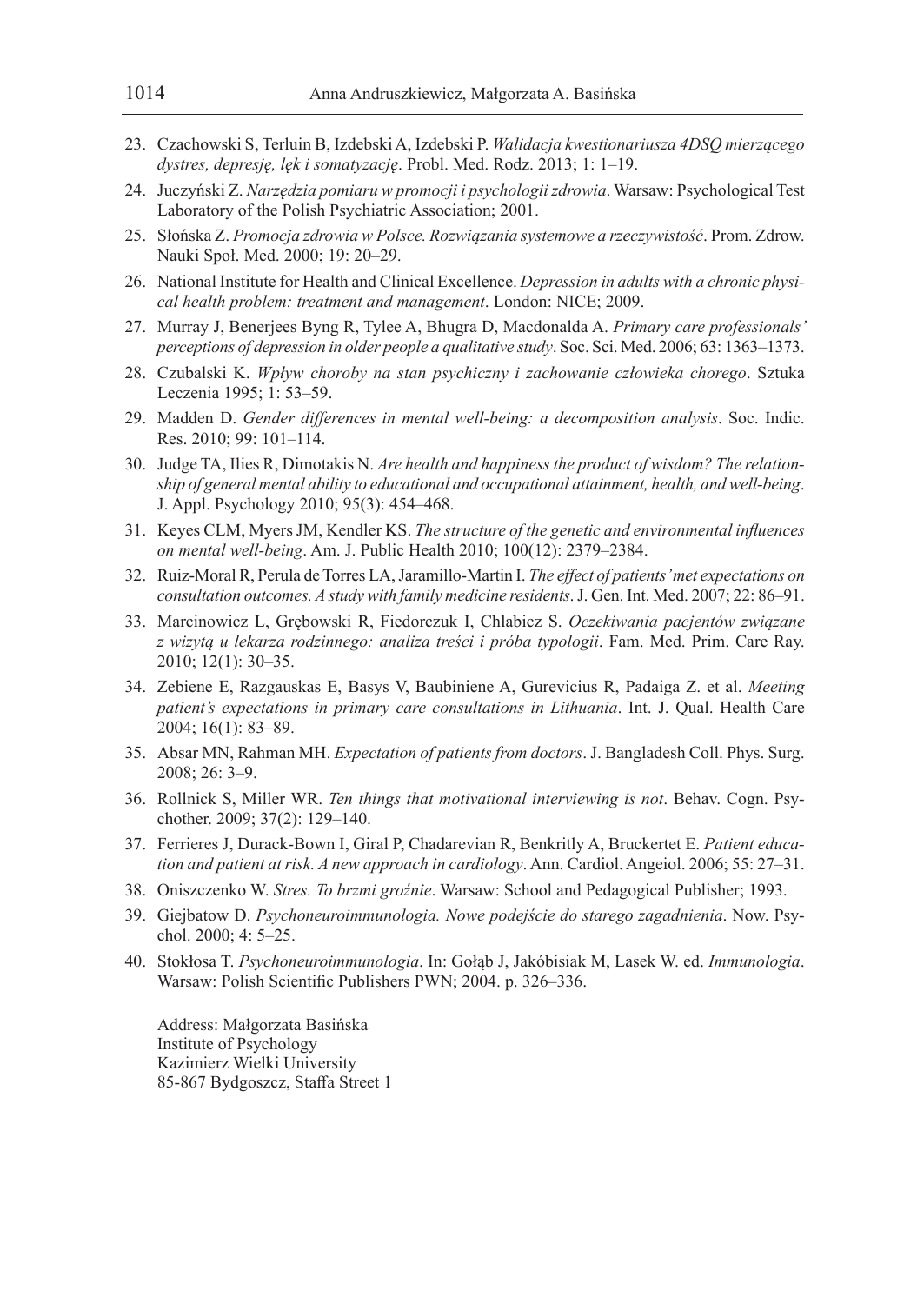23. Czachowski S, Terluin B, Izdebski A, Izdebski P. *Walidacja kwestionariusza 4DSQ mierzącego dystres, depresję, lęk i somatyzację*. Probl. Med. Rodz. 2013; 1: 1–19.
24. Juczyński Z. *Narzędzia pomiaru w promocji i psychologii zdrowia*. Warsaw: Psychological Test Laboratory of the Polish Psychiatric Association; 2001.
25. Słońska Z. *Promocja zdrowia w Polsce. Rozwiązania systemowe a rzeczywistość*. Prom. Zdrow. Nauki Społ. Med. 2000; 19: 20–29.
26. National Institute for Health and Clinical Excellence. *Depression in adults with a chronic physical health problem: treatment and management*. London: NICE; 2009.
27. Murray J, Benerjees Byng R, Tylee A, Bhugra D, Macdonalda A. *Primary care professionals' perceptions of depression in older people a qualitative study*. Soc. Sci. Med. 2006; 63: 1363–1373.
28. Czubalski K. *Wpływ choroby na stan psychiczny i zachowanie człowieka chorego*. Sztuka Leczenia 1995; 1: 53–59.
29. Madden D. *Gender differences in mental well-being: a decomposition analysis*. Soc. Indic. Res. 2010; 99: 101–114.
30. Judge TA, Ilies R, Dimotakis N. *Are health and happiness the product of wisdom? The relationship of general mental ability to educational and occupational attainment, health, and well-being*. J. Appl. Psychology 2010; 95(3): 454–468.
31. Keyes CLM, Myers JM, Kendler KS. *The structure of the genetic and environmental influences on mental well-being*. Am. J. Public Health 2010; 100(12): 2379–2384.
32. Ruiz-Moral R, Perula de Torres LA, Jaramillo-Martin I. *The effect of patients' met expectations on consultation outcomes. A study with family medicine residents*. J. Gen. Int. Med. 2007; 22: 86–91.
33. Marcinowicz L, Grębowski R, Fiedorczuk I, Chlabicz S. *Oczekiwania pacjentów związane z wizytą u lekarza rodzinnego: analiza treści i próba typologii*. Fam. Med. Prim. Care Ray. 2010; 12(1): 30–35.
34. Zebiene E, Razgauskas E, Basys V, Baubiniene A, Gurevicius R, Padaiga Z. et al. *Meeting patient's expectations in primary care consultations in Lithuania*. Int. J. Qual. Health Care 2004; 16(1): 83–89.
35. Absar MN, Rahman MH. *Expectation of patients from doctors*. J. Bangladesh Coll. Phys. Surg. 2008; 26: 3–9.
36. Rollnick S, Miller WR. *Ten things that motivational interviewing is not*. Behav. Cogn. Psychother. 2009; 37(2): 129–140.
37. Ferrieres J, Durack-Bown I, Giral P, Chadarevian R, Benkritly A, Bruckertet E. *Patient education and patient at risk. A new approach in cardiology*. Ann. Cardiol. Angeiol. 2006; 55: 27–31.
38. Oniszczenko W. *Stres. To brzmi groźnie*. Warsaw: School and Pedagogical Publisher; 1993.
39. Giejbatow D. *Psychoneuroimmunologia. Nowe podejście do starego zagadnienia*. Now. Psychol. 2000; 4: 5–25.
40. Stokłosa T. *Psychoneuroimmunologia*. In: Gołąb J, Jakóbisiak M, Lasek W. ed. *Immunologia*. Warsaw: Polish Scientific Publishers PWN; 2004. p. 326–336.

Address: Małgorzata Basińska
Institute of Psychology
Kazimierz Wielki University
85-867 Bydgoszcz, Staffa Street 1